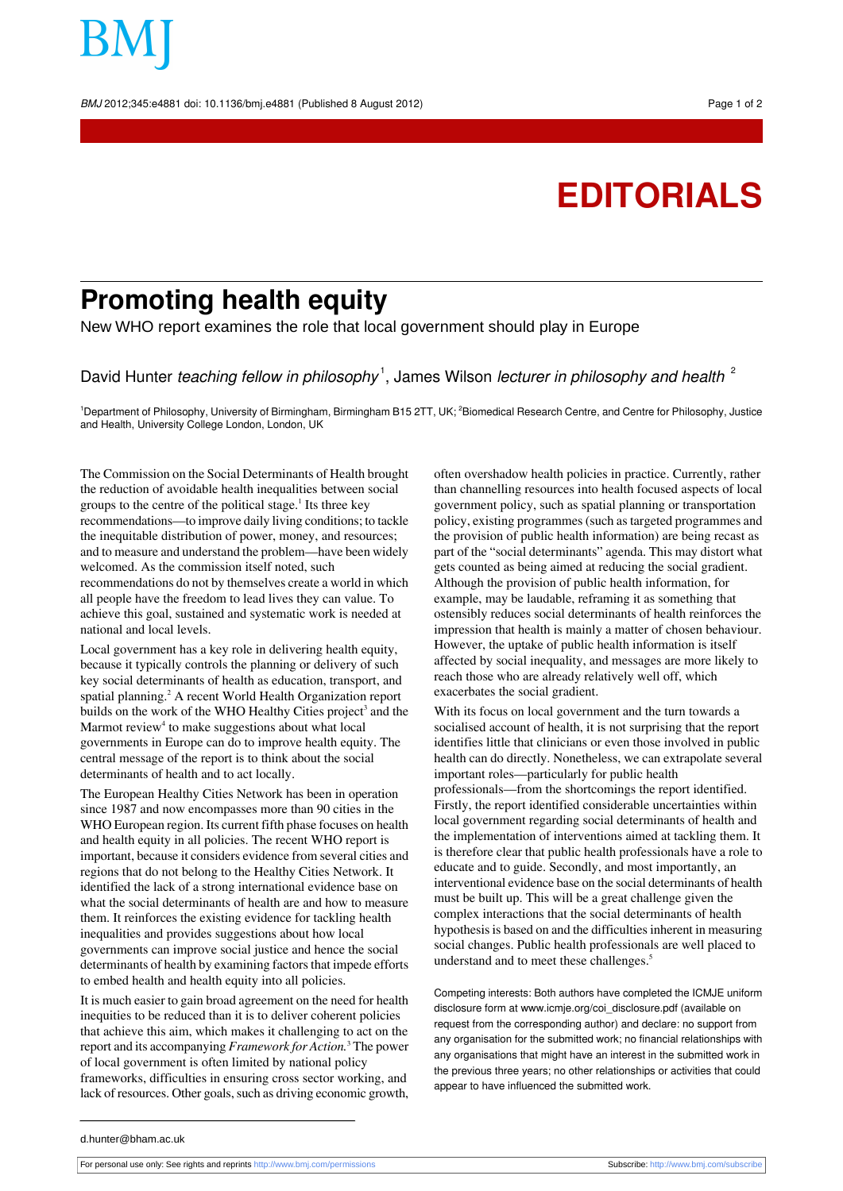# EDITORIALS

## Promoting health equity

New WHO report examines the role that local government should play in Europe

David Hunter *teaching fellow in philosophy*[1], James Wilson *lecturer in philosophy and health*[2]

[1]Department of Philosophy, University of Birmingham, Birmingham B15 2TT, UK; [2]Biomedical Research Centre, and Centre for Philosophy, Justice and Health, University College London, London, UK

The Commission on the Social Determinants of Health brought the reduction of avoidable health inequalities between social groups to the centre of the political stage.[1] Its three key recommendations—to improve daily living conditions; to tackle the inequitable distribution of power, money, and resources; and to measure and understand the problem—have been widely welcomed. As the commission itself noted, such recommendations do not by themselves create a world in which all people have the freedom to lead lives they can value. To achieve this goal, sustained and systematic work is needed at national and local levels.

Local government has a key role in delivering health equity, because it typically controls the planning or delivery of such key social determinants of health as education, transport, and spatial planning.[2] A recent World Health Organization report builds on the work of the WHO Healthy Cities project[3] and the Marmot review[4] to make suggestions about what local governments in Europe can do to improve health equity. The central message of the report is to think about the social determinants of health and to act locally.

The European Healthy Cities Network has been in operation since 1987 and now encompasses more than 90 cities in the WHO European region. Its current fifth phase focuses on health and health equity in all policies. The recent WHO report is important, because it considers evidence from several cities and regions that do not belong to the Healthy Cities Network. It identified the lack of a strong international evidence base on what the social determinants of health are and how to measure them. It reinforces the existing evidence for tackling health inequalities and provides suggestions about how local governments can improve social justice and hence the social determinants of health by examining factors that impede efforts to embed health and health equity into all policies.

It is much easier to gain broad agreement on the need for health inequities to be reduced than it is to deliver coherent policies that achieve this aim, which makes it challenging to act on the report and its accompanying *Framework for Action*.[3] The power of local government is often limited by national policy frameworks, difficulties in ensuring cross sector working, and lack of resources. Other goals, such as driving economic growth, often overshadow health policies in practice. Currently, rather than channelling resources into health focused aspects of local government policy, such as spatial planning or transportation policy, existing programmes (such as targeted programmes and the provision of public health information) are being recast as part of the "social determinants" agenda. This may distort what gets counted as being aimed at reducing the social gradient. Although the provision of public health information, for example, may be laudable, reframing it as something that ostensibly reduces social determinants of health reinforces the impression that health is mainly a matter of chosen behaviour. However, the uptake of public health information is itself affected by social inequality, and messages are more likely to reach those who are already relatively well off, which exacerbates the social gradient.

With its focus on local government and the turn towards a socialised account of health, it is not surprising that the report identifies little that clinicians or even those involved in public health can do directly. Nonetheless, we can extrapolate several important roles—particularly for public health professionals—from the shortcomings the report identified. Firstly, the report identified considerable uncertainties within local government regarding social determinants of health and the implementation of interventions aimed at tackling them. It is therefore clear that public health professionals have a role to educate and to guide. Secondly, and most importantly, an interventional evidence base on the social determinants of health must be built up. This will be a great challenge given the complex interactions that the social determinants of health hypothesis is based on and the difficulties inherent in measuring social changes. Public health professionals are well placed to understand and to meet these challenges.[5]

Competing interests: Both authors have completed the ICMJE uniform disclosure form at www.icmje.org/coi_disclosure.pdf (available on request from the corresponding author) and declare: no support from any organisation for the submitted work; no financial relationships with any organisations that might have an interest in the submitted work in the previous three years; no other relationships or activities that could appear to have influenced the submitted work.

d.hunter@bham.ac.uk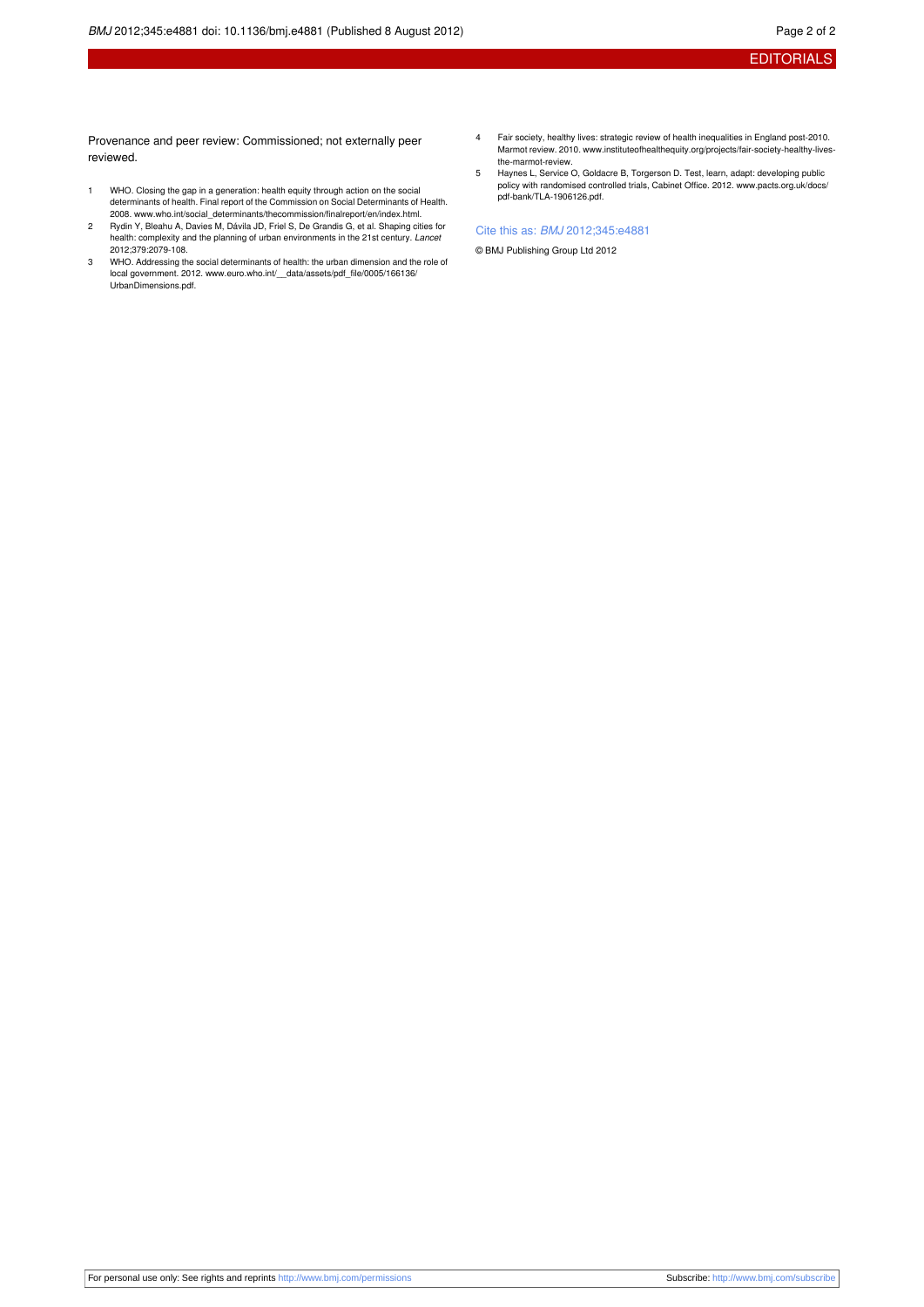Provenance and peer review: Commissioned; not externally peer reviewed.

1. WHO. Closing the gap in a generation: health equity through action on the social determinants of health. Final report of the Commission on Social Determinants of Health. 2008. www.who.int/social_determinants/thecommission/finalreport/en/index.html.
2. Rydin Y, Bleahu A, Davies M, Dávila JD, Friel S, De Grandis G, et al. Shaping cities for health: complexity and the planning of urban environments in the 21st century. *Lancet* 2012;379:2079-108.
3. WHO. Addressing the social determinants of health: the urban dimension and the role of local government. 2012. www.euro.who.int/__data/assets/pdf_file/0005/166136/UrbanDimensions.pdf.
4. Fair society, healthy lives: strategic review of health inequalities in England post-2010. Marmot review. 2010. www.instituteofhealthequity.org/projects/fair-society-healthy-lives-the-marmot-review.
5. Haynes L, Service O, Goldacre B, Torgerson D. Test, learn, adapt: developing public policy with randomised controlled trials, Cabinet Office. 2012. www.pacts.org.uk/docs/pdf-bank/TLA-1906126.pdf.

Cite this as: *BMJ* 2012;345:e4881

© BMJ Publishing Group Ltd 2012